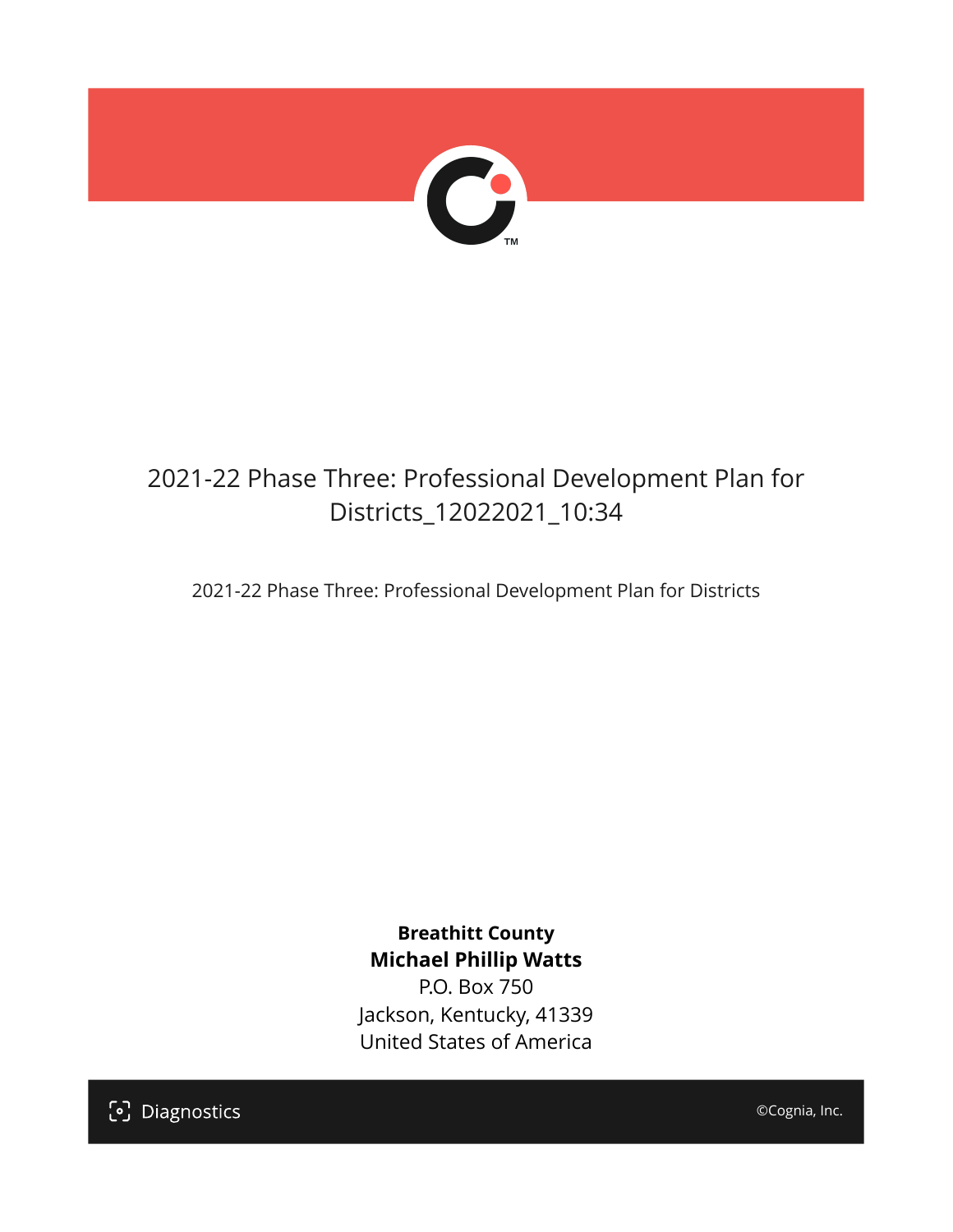# 2021-22 Phase Three: Professional Development Plan for Districts_12022021_10:34

2021-22 Phase Three: Professional Development Plan for Districts

**Breathitt County**
**Michael Phillip Watts**
P.O. Box 750
Jackson, Kentucky, 41339
United States of America

Diagnostics

©Cognia, Inc.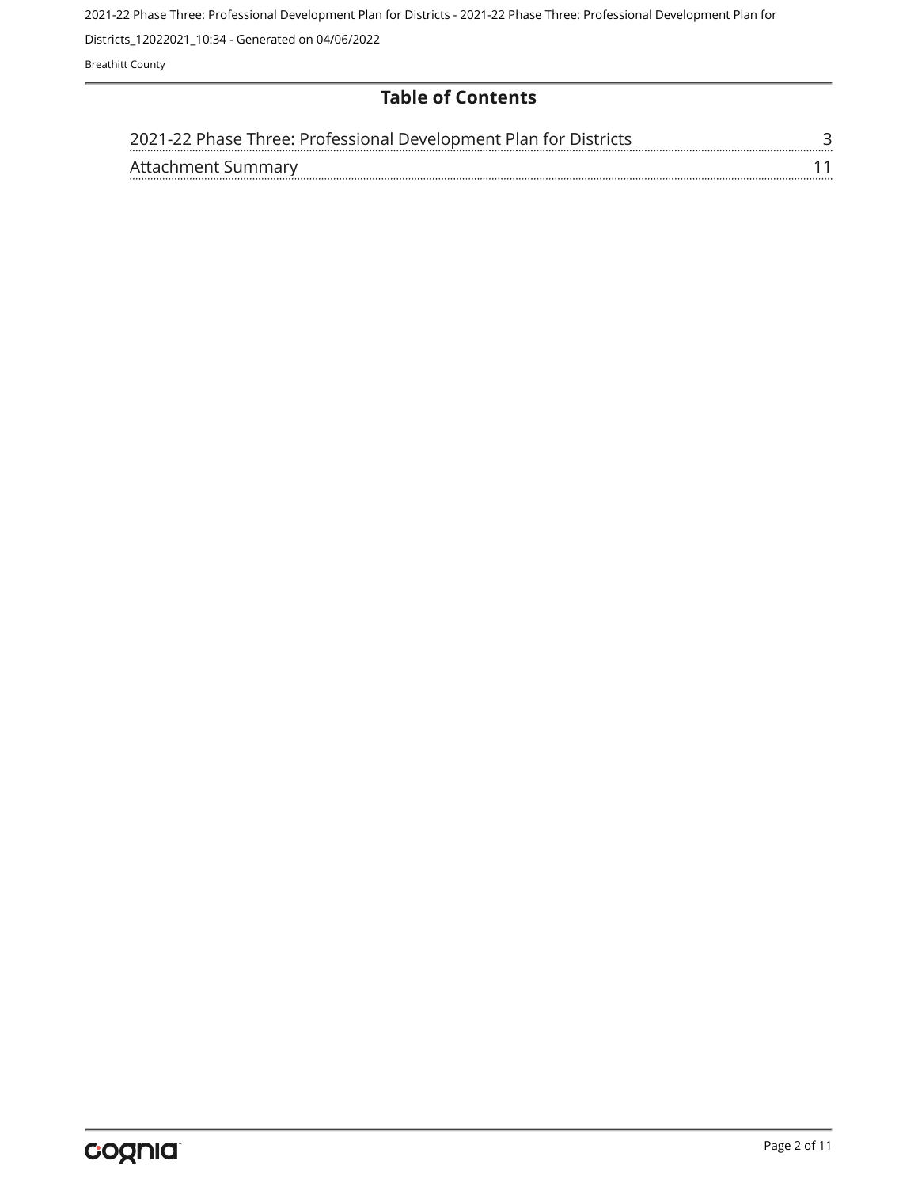## Table of Contents

| | |
|---|---|
| 2021-22 Phase Three: Professional Development Plan for Districts | 3 |
| Attachment Summary | 11 |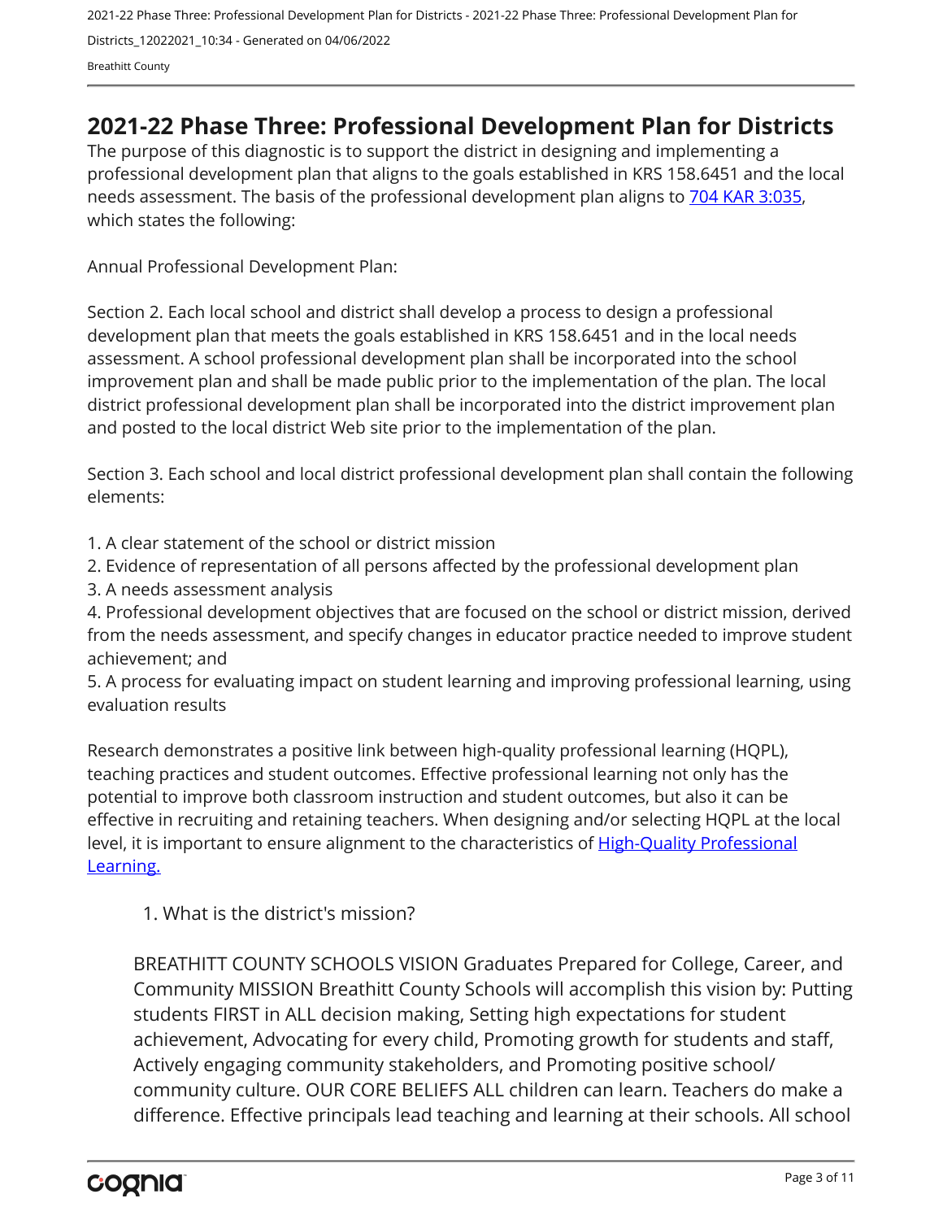# 2021-22 Phase Three: Professional Development Plan for Districts

The purpose of this diagnostic is to support the district in designing and implementing a professional development plan that aligns to the goals established in KRS 158.6451 and the local needs assessment. The basis of the professional development plan aligns to 704 KAR 3:035, which states the following:

Annual Professional Development Plan:

Section 2. Each local school and district shall develop a process to design a professional development plan that meets the goals established in KRS 158.6451 and in the local needs assessment. A school professional development plan shall be incorporated into the school improvement plan and shall be made public prior to the implementation of the plan. The local district professional development plan shall be incorporated into the district improvement plan and posted to the local district Web site prior to the implementation of the plan.

Section 3. Each school and local district professional development plan shall contain the following elements:

1. A clear statement of the school or district mission
2. Evidence of representation of all persons affected by the professional development plan
3. A needs assessment analysis
4. Professional development objectives that are focused on the school or district mission, derived from the needs assessment, and specify changes in educator practice needed to improve student achievement; and
5. A process for evaluating impact on student learning and improving professional learning, using evaluation results

Research demonstrates a positive link between high-quality professional learning (HQPL), teaching practices and student outcomes. Effective professional learning not only has the potential to improve both classroom instruction and student outcomes, but also it can be effective in recruiting and retaining teachers. When designing and/or selecting HQPL at the local level, it is important to ensure alignment to the characteristics of High-Quality Professional Learning.

1. What is the district's mission?

BREATHITT COUNTY SCHOOLS VISION Graduates Prepared for College, Career, and Community MISSION Breathitt County Schools will accomplish this vision by: Putting students FIRST in ALL decision making, Setting high expectations for student achievement, Advocating for every child, Promoting growth for students and staff, Actively engaging community stakeholders, and Promoting positive school/ community culture. OUR CORE BELIEFS ALL children can learn. Teachers do make a difference. Effective principals lead teaching and learning at their schools. All school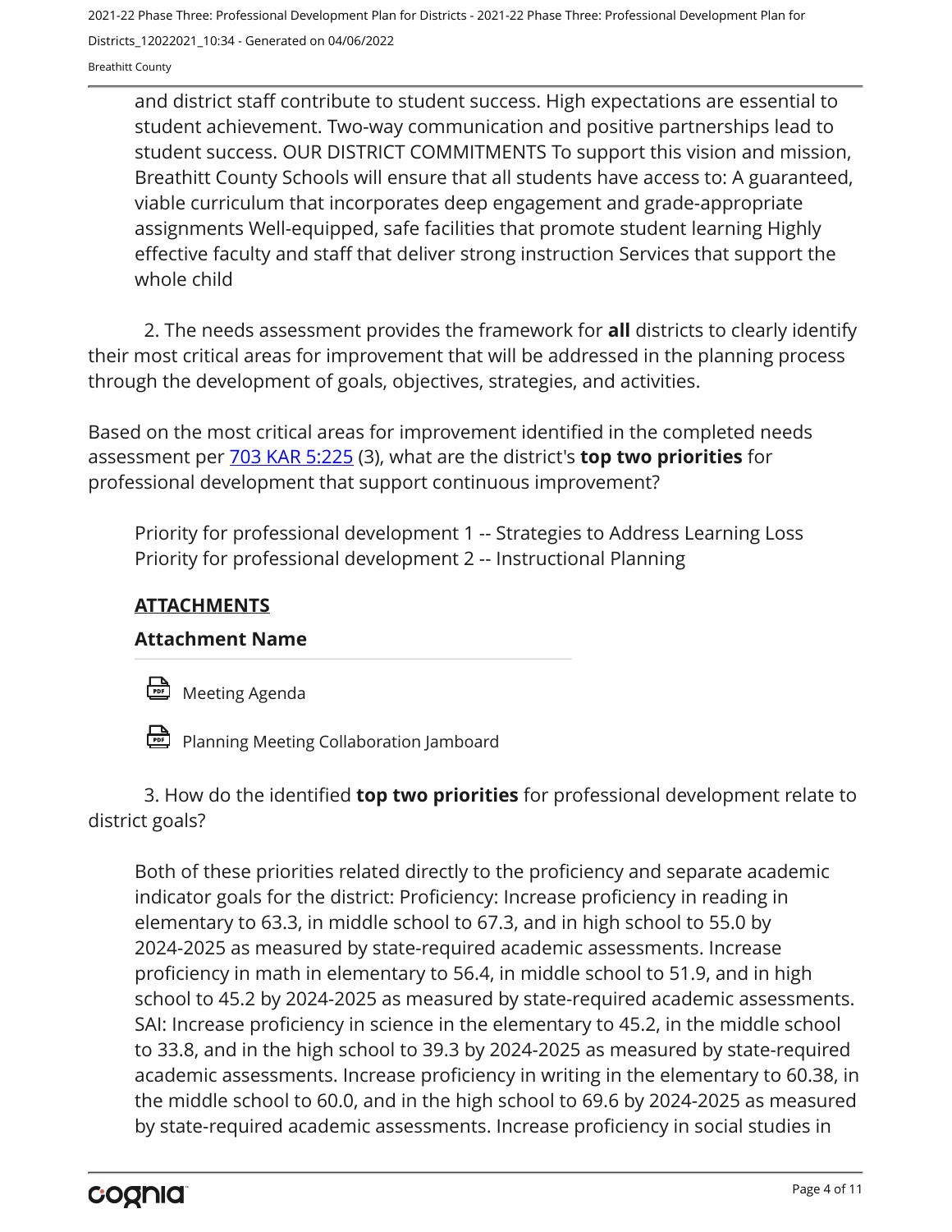and district staff contribute to student success. High expectations are essential to student achievement. Two-way communication and positive partnerships lead to student success. OUR DISTRICT COMMITMENTS To support this vision and mission, Breathitt County Schools will ensure that all students have access to: A guaranteed, viable curriculum that incorporates deep engagement and grade-appropriate assignments Well-equipped, safe facilities that promote student learning Highly effective faculty and staff that deliver strong instruction Services that support the whole child

2. The needs assessment provides the framework for **all** districts to clearly identify their most critical areas for improvement that will be addressed in the planning process through the development of goals, objectives, strategies, and activities.

Based on the most critical areas for improvement identified in the completed needs assessment per [703 KAR 5:225](#) (3), what are the district's **top two priorities** for professional development that support continuous improvement?

Priority for professional development 1 -- Strategies to Address Learning Loss
Priority for professional development 2 -- Instructional Planning

**ATTACHMENTS**

**Attachment Name**

Meeting Agenda

Planning Meeting Collaboration Jamboard

3. How do the identified **top two priorities** for professional development relate to district goals?

Both of these priorities related directly to the proficiency and separate academic indicator goals for the district: Proficiency: Increase proficiency in reading in elementary to 63.3, in middle school to 67.3, and in high school to 55.0 by 2024-2025 as measured by state-required academic assessments. Increase proficiency in math in elementary to 56.4, in middle school to 51.9, and in high school to 45.2 by 2024-2025 as measured by state-required academic assessments. SAI: Increase proficiency in science in the elementary to 45.2, in the middle school to 33.8, and in the high school to 39.3 by 2024-2025 as measured by state-required academic assessments. Increase proficiency in writing in the elementary to 60.38, in the middle school to 60.0, and in the high school to 69.6 by 2024-2025 as measured by state-required academic assessments. Increase proficiency in social studies in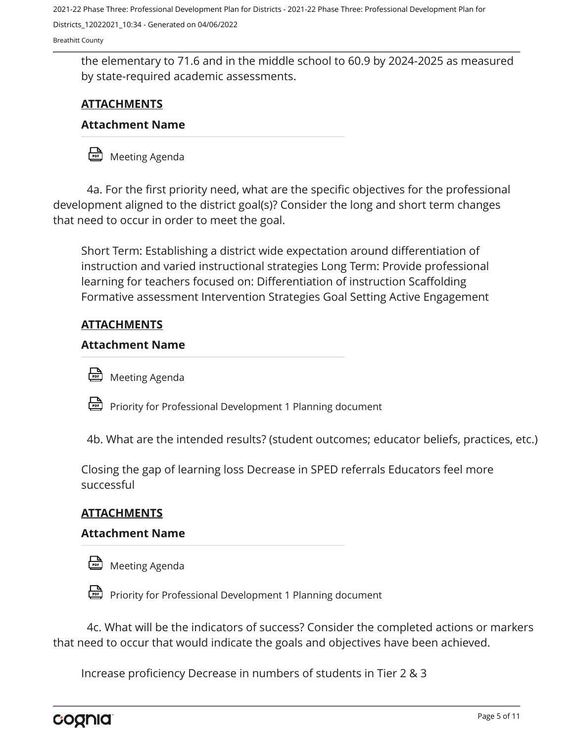the elementary to 71.6 and in the middle school to 60.9 by 2024-2025 as measured by state-required academic assessments.

**ATTACHMENTS**

**Attachment Name**

Meeting Agenda

4a. For the first priority need, what are the specific objectives for the professional development aligned to the district goal(s)? Consider the long and short term changes that need to occur in order to meet the goal.

Short Term: Establishing a district wide expectation around differentiation of instruction and varied instructional strategies Long Term: Provide professional learning for teachers focused on: Differentiation of instruction Scaffolding Formative assessment Intervention Strategies Goal Setting Active Engagement

**ATTACHMENTS**

**Attachment Name**

Meeting Agenda

Priority for Professional Development 1 Planning document

4b. What are the intended results? (student outcomes; educator beliefs, practices, etc.)

Closing the gap of learning loss Decrease in SPED referrals Educators feel more successful

**ATTACHMENTS**

**Attachment Name**

Meeting Agenda

Priority for Professional Development 1 Planning document

4c. What will be the indicators of success? Consider the completed actions or markers that need to occur that would indicate the goals and objectives have been achieved.

Increase proficiency Decrease in numbers of students in Tier 2 & 3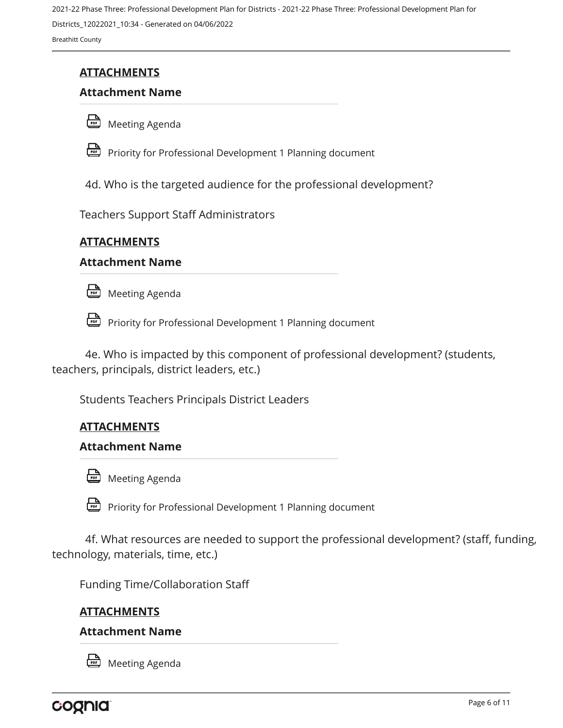**ATTACHMENTS**

**Attachment Name**

Meeting Agenda

Priority for Professional Development 1 Planning document

4d. Who is the targeted audience for the professional development?

Teachers Support Staff Administrators

**ATTACHMENTS**

**Attachment Name**

Meeting Agenda

Priority for Professional Development 1 Planning document

4e. Who is impacted by this component of professional development? (students, teachers, principals, district leaders, etc.)

Students Teachers Principals District Leaders

**ATTACHMENTS**

**Attachment Name**

Meeting Agenda

Priority for Professional Development 1 Planning document

4f. What resources are needed to support the professional development? (staff, funding, technology, materials, time, etc.)

Funding Time/Collaboration Staff

**ATTACHMENTS**

**Attachment Name**

Meeting Agenda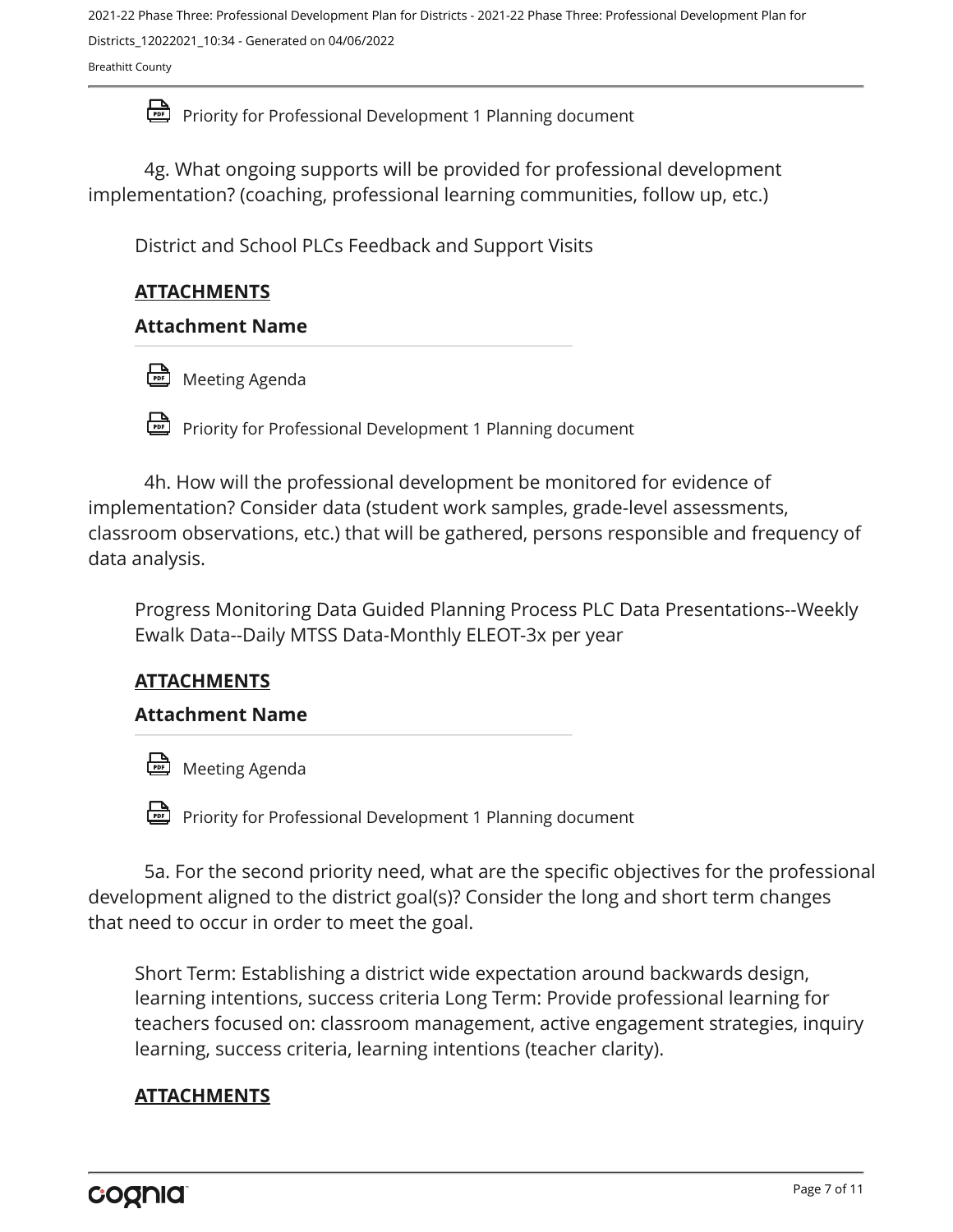Priority for Professional Development 1 Planning document

4g. What ongoing supports will be provided for professional development implementation? (coaching, professional learning communities, follow up, etc.)

District and School PLCs Feedback and Support Visits

**ATTACHMENTS**

**Attachment Name**

Meeting Agenda

Priority for Professional Development 1 Planning document

4h. How will the professional development be monitored for evidence of implementation? Consider data (student work samples, grade-level assessments, classroom observations, etc.) that will be gathered, persons responsible and frequency of data analysis.

Progress Monitoring Data Guided Planning Process PLC Data Presentations--Weekly Ewalk Data--Daily MTSS Data-Monthly ELEOT-3x per year

**ATTACHMENTS**

**Attachment Name**

Meeting Agenda

Priority for Professional Development 1 Planning document

5a. For the second priority need, what are the specific objectives for the professional development aligned to the district goal(s)? Consider the long and short term changes that need to occur in order to meet the goal.

Short Term: Establishing a district wide expectation around backwards design, learning intentions, success criteria Long Term: Provide professional learning for teachers focused on: classroom management, active engagement strategies, inquiry learning, success criteria, learning intentions (teacher clarity).

**ATTACHMENTS**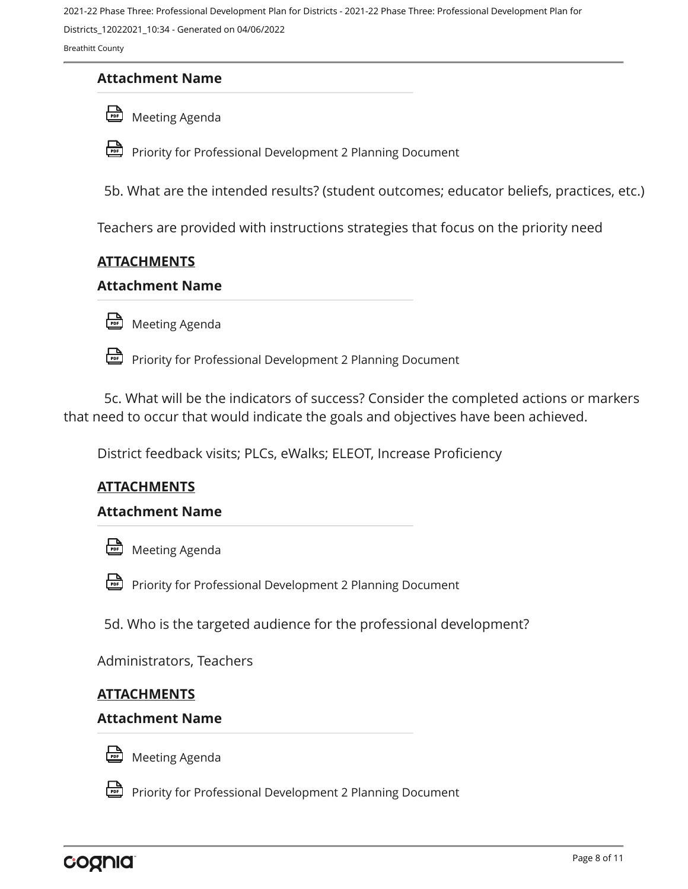**Attachment Name**

Meeting Agenda

Priority for Professional Development 2 Planning Document

5b. What are the intended results? (student outcomes; educator beliefs, practices, etc.)

Teachers are provided with instructions strategies that focus on the priority need

**ATTACHMENTS**

**Attachment Name**

Meeting Agenda

Priority for Professional Development 2 Planning Document

5c. What will be the indicators of success? Consider the completed actions or markers that need to occur that would indicate the goals and objectives have been achieved.

District feedback visits; PLCs, eWalks; ELEOT, Increase Proficiency

**ATTACHMENTS**

**Attachment Name**

Meeting Agenda

Priority for Professional Development 2 Planning Document

5d. Who is the targeted audience for the professional development?

Administrators, Teachers

**ATTACHMENTS**

**Attachment Name**

Meeting Agenda

Priority for Professional Development 2 Planning Document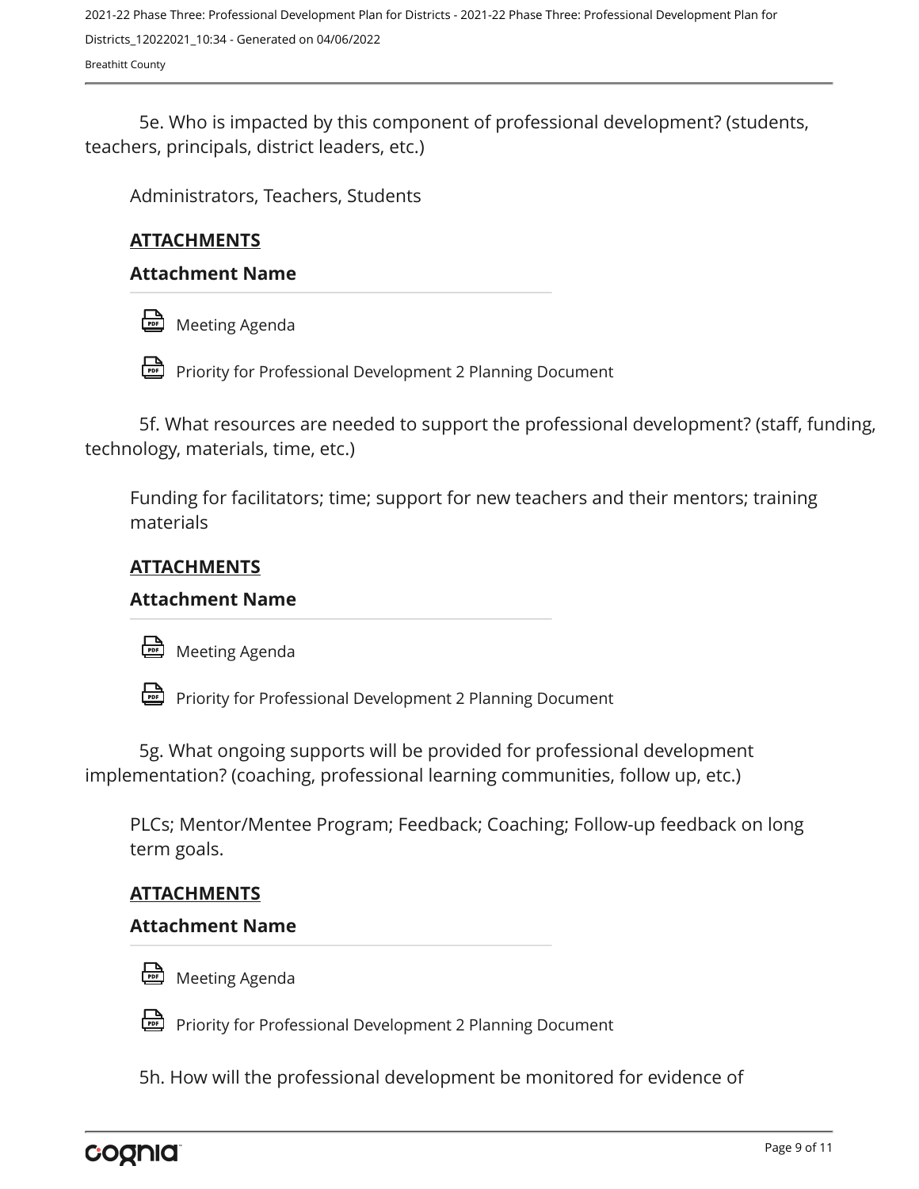5e. Who is impacted by this component of professional development? (students, teachers, principals, district leaders, etc.)

Administrators, Teachers, Students

**ATTACHMENTS**

**Attachment Name**

- Meeting Agenda
- Priority for Professional Development 2 Planning Document

5f. What resources are needed to support the professional development? (staff, funding, technology, materials, time, etc.)

Funding for facilitators; time; support for new teachers and their mentors; training materials

**ATTACHMENTS**

**Attachment Name**

- Meeting Agenda
- Priority for Professional Development 2 Planning Document

5g. What ongoing supports will be provided for professional development implementation? (coaching, professional learning communities, follow up, etc.)

PLCs; Mentor/Mentee Program; Feedback; Coaching; Follow-up feedback on long term goals.

**ATTACHMENTS**

**Attachment Name**

- Meeting Agenda
- Priority for Professional Development 2 Planning Document

5h. How will the professional development be monitored for evidence of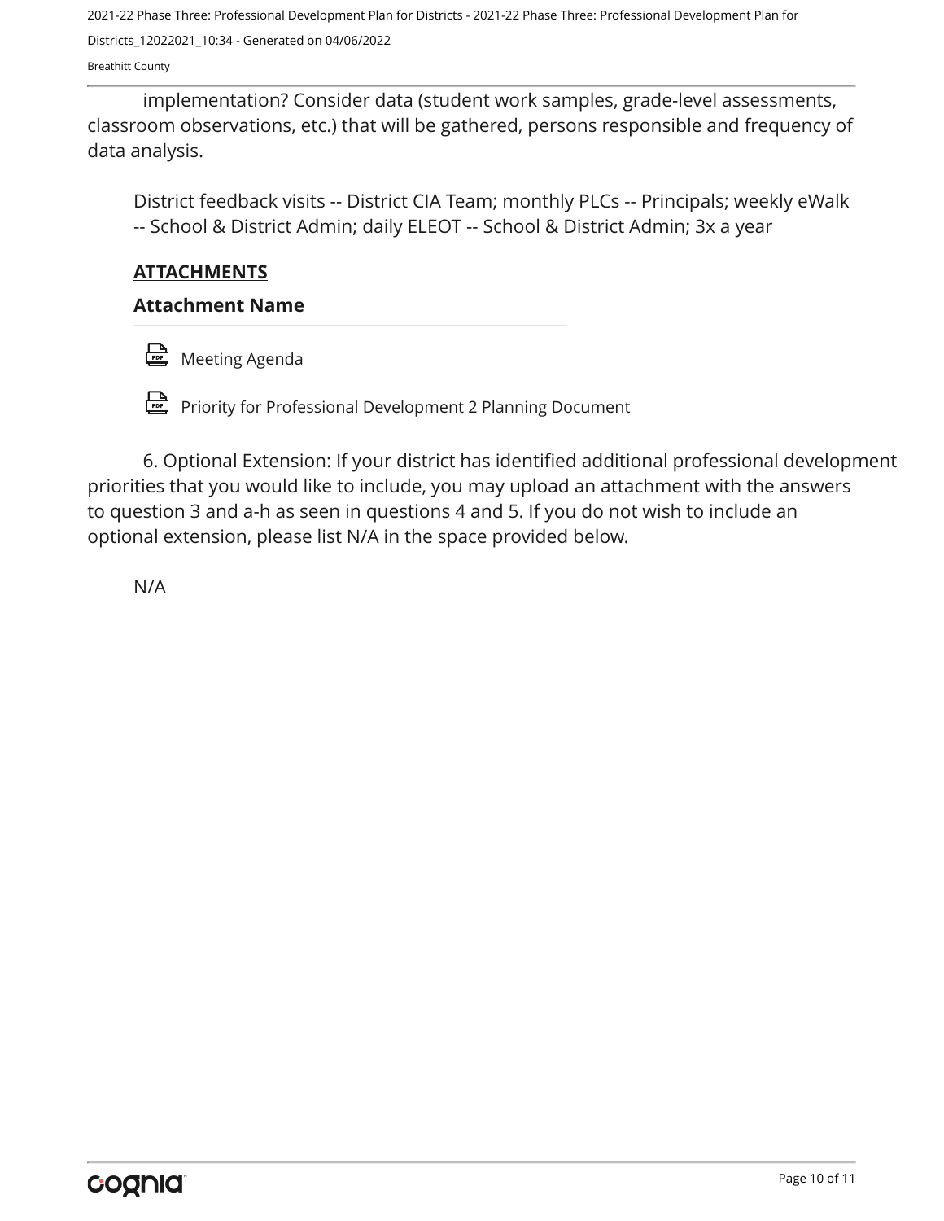implementation? Consider data (student work samples, grade-level assessments, classroom observations, etc.) that will be gathered, persons responsible and frequency of data analysis.

District feedback visits -- District CIA Team; monthly PLCs -- Principals; weekly eWalk -- School & District Admin; daily ELEOT -- School & District Admin; 3x a year

**ATTACHMENTS**

**Attachment Name**

Meeting Agenda

Priority for Professional Development 2 Planning Document

6. Optional Extension: If your district has identified additional professional development priorities that you would like to include, you may upload an attachment with the answers to question 3 and a-h as seen in questions 4 and 5. If you do not wish to include an optional extension, please list N/A in the space provided below.

N/A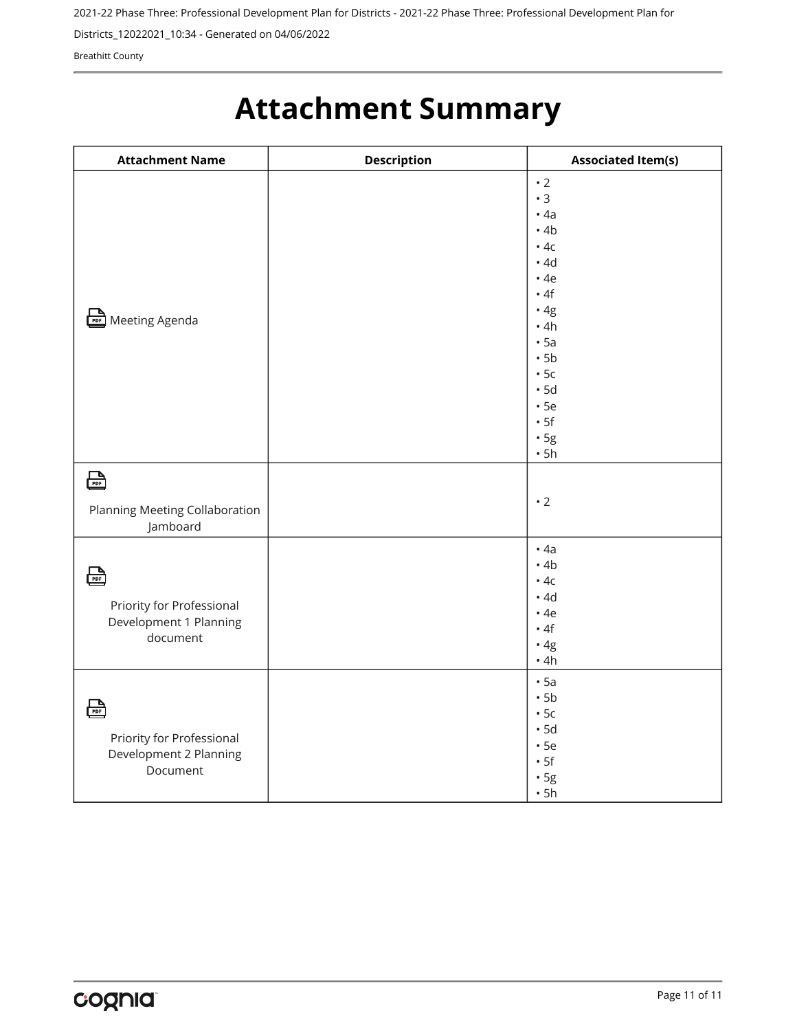# Attachment Summary

| Attachment Name | Description | Associated Item(s) |
| --- | --- | --- |
| Meeting Agenda | | • 2<br>• 3<br>• 4a<br>• 4b<br>• 4c<br>• 4d<br>• 4e<br>• 4f<br>• 4g<br>• 4h<br>• 5a<br>• 5b<br>• 5c<br>• 5d<br>• 5e<br>• 5f<br>• 5g<br>• 5h |
| Planning Meeting Collaboration Jamboard | | • 2 |
| Priority for Professional Development 1 Planning document | | • 4a<br>• 4b<br>• 4c<br>• 4d<br>• 4e<br>• 4f<br>• 4g<br>• 4h |
| Priority for Professional Development 2 Planning Document | | • 5a<br>• 5b<br>• 5c<br>• 5d<br>• 5e<br>• 5f<br>• 5g<br>• 5h |